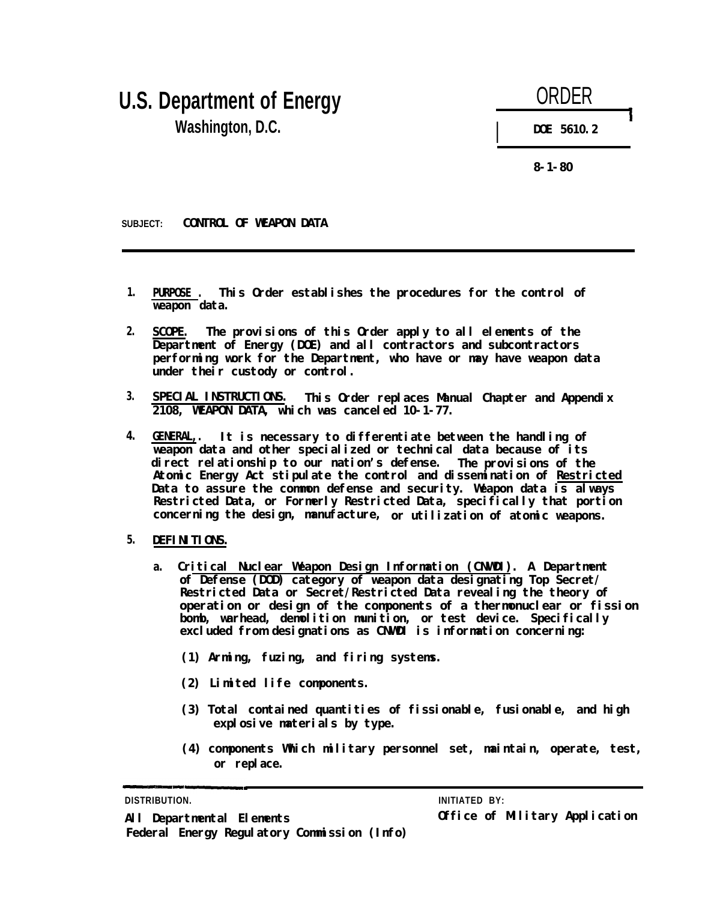# U.S. Department of Energy

**Washington, D.C.**

**ORDER**

**DOE 5610.2**

**8-1-80**

**SUBJECT: CONTROL OF WEAPON DATA**

1. **PURPOSE**. This Order establishes the procedures for the control of weapon data.

2. **SCOPE**. The provisions of this Order apply to all elements of the Department of Energy (DOE) and all contractors and subcontractors performing work for the Department, who have or may have weapon data under their custody or control.

3. **SPECIAL INSTRUCTIONS**. This Order replaces Manual Chapter and Appendix 2108, WEAPON DATA, which was canceled 10-1-77.

4. **GENERAL**. It is necessary to differentiate between the handling of weapon data and other specialized or technical data because of its direct relationship to our nation's defense. The provisions of the Atomic Energy Act stipulate the control and dissemination of Restricted Data to assure the common defense and security. Weapon data is always Restricted Data, or Formerly Restricted Data, specifically that portion concerning the design, manufacture, or utilization of atomic weapons.

5. **DEFINITIONS**.

   a. Critical Nuclear Weapon Design Information (CNWDI). A Department of Defense (DOD) category of weapon data designating Top Secret/Restricted Data or Secret/Restricted Data revealing the theory of operation or design of the components of a thermonuclear or fission bomb, warhead, demolition munition, or test device. Specifically excluded from designations as CNWDI is information concerning:

      (1) Arming, fuzing, and firing systems.

      (2) Limited life components.

      (3) Total contained quantities of fissionable, fusionable, and high explosive materials by type.

      (4) components Which military personnel set, maintain, operate, test, or replace.

DISTRIBUTION.

All Departmental Elements
Federal Energy Regulatory Commission (Info)

INITIATED BY:

Office of Military Application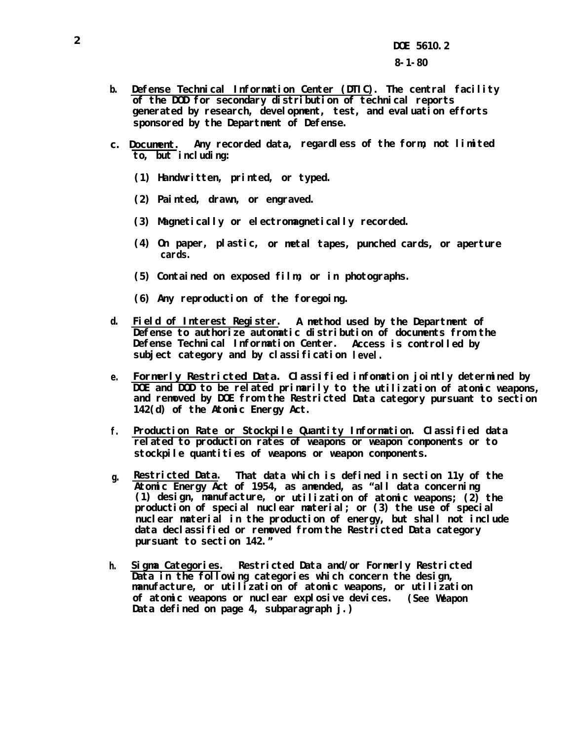b. <u>Defense Technical Information Center (DTIC)</u>. The central facility of the DOD for secondary distribution of technical reports generated by research, development, test, and evaluation efforts sponsored by the Department of Defense.

c. <u>Document</u>. Any recorded data, regardless of the form; not limited to, but including:

   (1) Handwritten, printed, or typed.

   (2) Painted, drawn, or engraved.

   (3) Magnetically or electromagnetically recorded.

   (4) On paper, plastic, or metal tapes, punched cards, or aperture cards.

   (5) Contained on exposed film; or in photographs.

   (6) Any reproduction of the foregoing.

d. <u>Field of Interest Register</u>. A method used by the Department of Defense to authorize automatic distribution of documents from the Defense Technical Information Center. Access is controlled by subject category and by classification level.

e. <u>Formerly Restricted Data</u>. Classified infomation jointly determined by DOE and DOD to be related primarily to the utilization of atomic weapons, and removed by DOE from the Restricted Data category pursuant to section 142(d) of the Atomic Energy Act.

f. <u>Production Rate or Stockpile Quantity Information</u>. Classified data related to production rates of weapons or weapon components or to stockpile quantities of weapons or weapon components.

g. <u>Restricted Data</u>. That data which is defined in section 11y of the Atomic Energy Act of 1954, as amended, as "all data concerning (1) design, manufacture, or utilization of atomic weapons; (2) the production of special nuclear material; or (3) the use of special nuclear material in the production of energy, but shall not include data declassified or removed from the Restricted Data category pursuant to section 142."

h. <u>Sigma Categories</u>. Restricted Data and/or Formerly Restricted Data in the following categories which concern the design, manufacture, or utilization of atomic weapons, or utilization of atomic weapons or nuclear explosive devices. (See Weapon Data defined on page 4, subparagraph j.)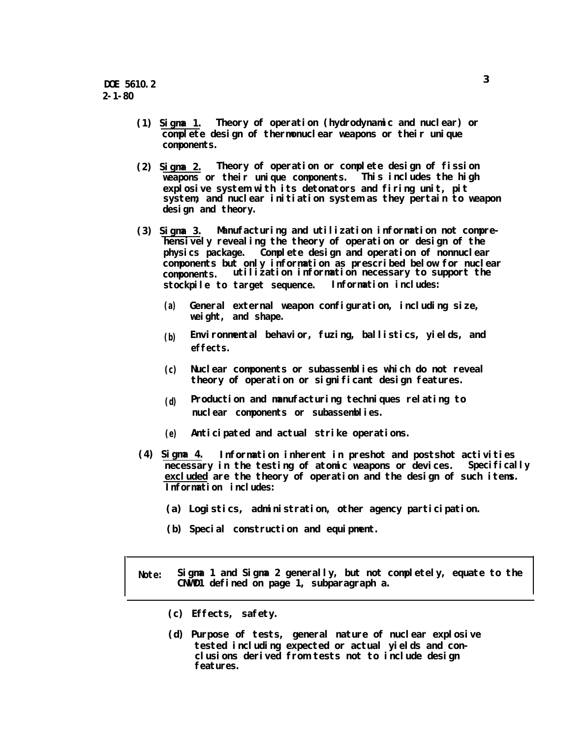(1) <u>Sigma 1</u>. Theory of operation (hydrodynamic and nuclear) or complete design of thermonuclear weapons or their unique components.

(2) <u>Sigma 2.</u> Theory of operation or complete design of fission weapons or their unique components. This includes the high explosive system with its detonators and firing unit, pit system, and nuclear initiation system as they pertain to weapon design and theory.

(3) <u>Sigma 3.</u> Manufacturing and utilization information not comprehensively revealing the theory of operation or design of the physics package. Complete design and operation of nonnuclear components but only information as prescribed below for nuclear components. utilization information necessary to support the stockpile to target sequence. Information includes:

   (a) General external weapon configuration, including size, weight, and shape.

   (b) Environmental behavior, fuzing, ballistics, yields, and effects.

   (c) Nuclear components or subassemblies which do not reveal theory of operation or significant design features.

   (d) Production and manufacturing techniques relating to nuclear components or subassemblies.

   (e) Anticipated and actual strike operations.

(4) <u>Sigma 4.</u> Information inherent in preshot and postshot activities necessary in the testing of atomic weapons or devices. Specifically <u>excluded</u> are the theory of operation and the design of such items. Information includes:

   (a) Logistics, administration, other agency participation.

   (b) Special construction and equipment.

> **Note:** Sigma 1 and Sigma 2 generally, but not completely, equate to the CNWDI defined on page 1, subparagraph a.

   (c) Effects, safety.

   (d) Purpose of tests, general nature of nuclear explosive tested including expected or actual yields and conclusions derived from tests not to include design features.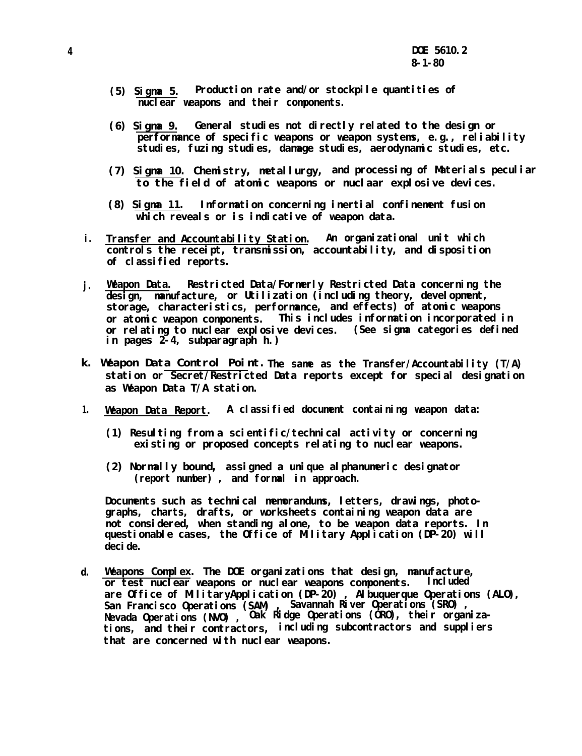(5) Sigma 5. Production rate and/or stockpile quantities of nuclear weapons and their components.

(6) Sigma 9. General studies not directly related to the design or performance of specific weapons or weapon systems, e.g., reliability studies, fuzing studies, damage studies, aerodynamic studies, etc.

(7) Sigma 10. Chemistry, metallurgy, and processing of Materials peculiar to the field of atomic weapons or nuclaar explosive devices.

(8) Sigma 11. Information concerning inertial confinement fusion which reveals or is indicative of weapon data.

i. Transfer and Accountability Station. An organizational unit which controls the receipt, transmission, accountability, and disposition of classified reports.

j. Weapon Data. Restricted Data/Formerly Restricted Data concerning the design, manufacture, or Utilization (including theory, development, storage, characteristics, performance, and effects) of atomic weapons or atomic weapon components. This includes information incorporated in or relating to nuclear explosive devices. (See sigma categories defined in pages 2-4, subparagraph h.)

k. Weapon Data Control Point. The same as the Transfer/Accountability (T/A) station or Secret/Restricted Data reports except for special designation as Weapon Data T/A station.

1. Weapon Data Report. A classified document containing weapon data:

(1) Resulting from a scientific/technical activity or concerning existing or proposed concepts relating to nuclear weapons.

(2) Normally bound, assigned a unique alphanumeric designator (report number), and formal in approach.

Documents such as technical memorandums, letters, drawings, photographs, charts, drafts, or worksheets containing weapon data are not considered, when standing alone, to be weapon data reports. In questionable cases, the Office of Military Application (DP-20) will decide.

d. Weapons Complex. The DOE organizations that design, manufacture, or test nuclear weapons or nuclear weapons components. Included are Office of MilitaryApplication (DP-20), Albuquerque Operations (ALO), San Francisco Operations (SAM), Savannah River Operations (SRO), Nevada Operations (NVO), Oak Ridge Operations (ORO), their organizations, and their contractors, including subcontractors and suppliers that are concerned with nuclear weapons.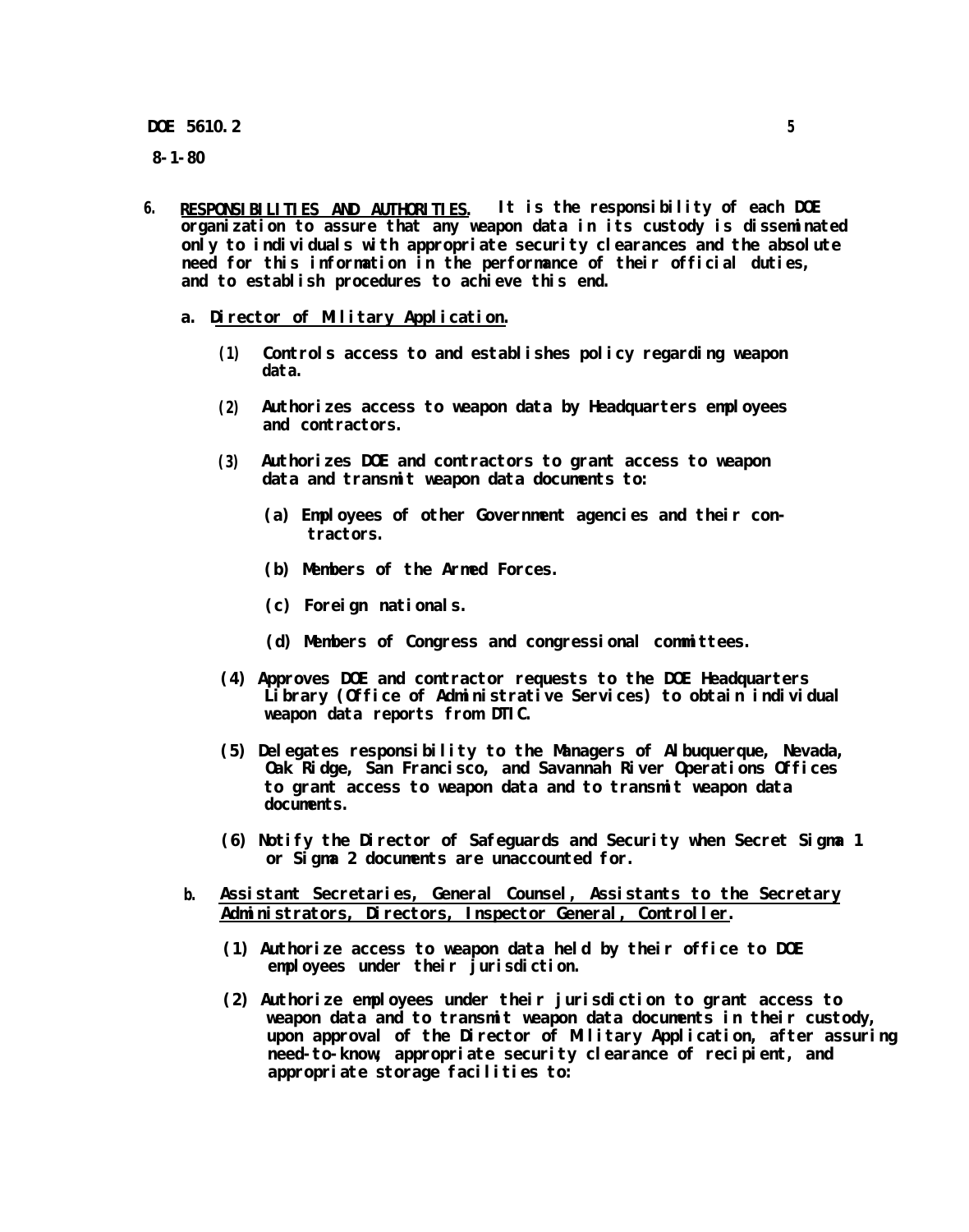6. **RESPONSIBILITIES AND AUTHORITIES.** It is the responsibility of each DOE organization to assure that any weapon data in its custody is disseminated only to individuals with appropriate security clearances and the absolute need for this information in the performance of their official duties, and to establish procedures to achieve this end.

   a. **Director of Military Application.**

      (1) Controls access to and establishes policy regarding weapon data.

      (2) Authorizes access to weapon data by Headquarters employees and contractors.

      (3) Authorizes DOE and contractors to grant access to weapon data and transmit weapon data documents to:

         (a) Employees of other Government agencies and their contractors.

         (b) Members of the Armed Forces.

         (c) Foreign nationals.

         (d) Members of Congress and congressional committees.

      (4) Approves DOE and contractor requests to the DOE Headquarters Library (Office of Administrative Services) to obtain individual weapon data reports from DTIC.

      (5) Delegates responsibility to the Managers of Albuquerque, Nevada, Oak Ridge, San Francisco, and Savannah River Operations Offices to grant access to weapon data and to transmit weapon data documents.

      (6) Notify the Director of Safeguards and Security when Secret Sigma 1 or Sigma 2 documents are unaccounted for.

   b. **Assistant Secretaries, General Counsel, Assistants to the Secretary Administrators, Directors, Inspector General, Controller.**

      (1) Authorize access to weapon data held by their office to DOE employees under their jurisdiction.

      (2) Authorize employees under their jurisdiction to grant access to weapon data and to transmit weapon data documents in their custody, upon approval of the Director of Military Application, after assuring need-to-know, appropriate security clearance of recipient, and appropriate storage facilities to: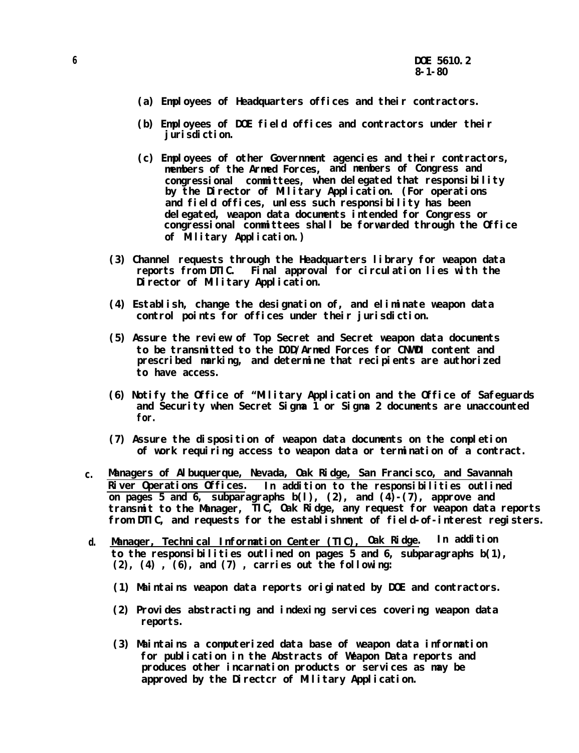(a) Employees of Headquarters offices and their contractors.

(b) Employees of DOE field offices and contractors under their jurisdiction.

(c) Employees of other Government agencies and their contractors, members of the Armed Forces, and members of Congress and congressional committees, when delegated that responsibility by the Director of Military Application. (For operations and field offices, unless such responsibility has been delegated, weapon data documents intended for Congress or congressional committees shall be forwarded through the Office of Military Application.)

(3) Channel requests through the Headquarters library for weapon data reports from DTIC. Final approval for circulation lies with the Director of Military Application.

(4) Establish, change the designation of, and eliminate weapon data control points for offices under their jurisdiction.

(5) Assure the review of Top Secret and Secret weapon data documents to be transmitted to the DOD/Armed Forces for CNWDI content and prescribed marking, and determine that recipients are authorized to have access.

(6) Notify the Office of "Military Application and the Office of Safeguards and Security when Secret Sigma 1 or Sigma 2 documents are unaccounted for.

(7) Assure the disposition of weapon data documents on the completion of work requiring access to weapon data or termination of a contract.

c. <u>Managers of Albuquerque, Nevada, Oak Ridge, San Francisco, and Savannah River Operations Offices</u>. In addition to the responsibilities outlined on pages 5 and 6, subparagraphs b(l), (2), and (4)-(7), approve and transmit to the Manager, TIC, Oak Ridge, any request for weapon data reports from DTIC, and requests for the establishment of field-of-interest registers.

d. <u>Manager, Technical Information Center (TIC), Oak Ridge</u>. In addition to the responsibilities outlined on pages 5 and 6, subparagraphs b(1), (2), (4) , (6), and (7) , carries out the following:

(1) Maintains weapon data reports originated by DOE and contractors.

(2) Provides abstracting and indexing services covering weapon data reports.

(3) Maintains a computerized data base of weapon data information for publication in the Abstracts of Weapon Data reports and produces other incarnation products or services as may be approved by the Directcr of Military Application.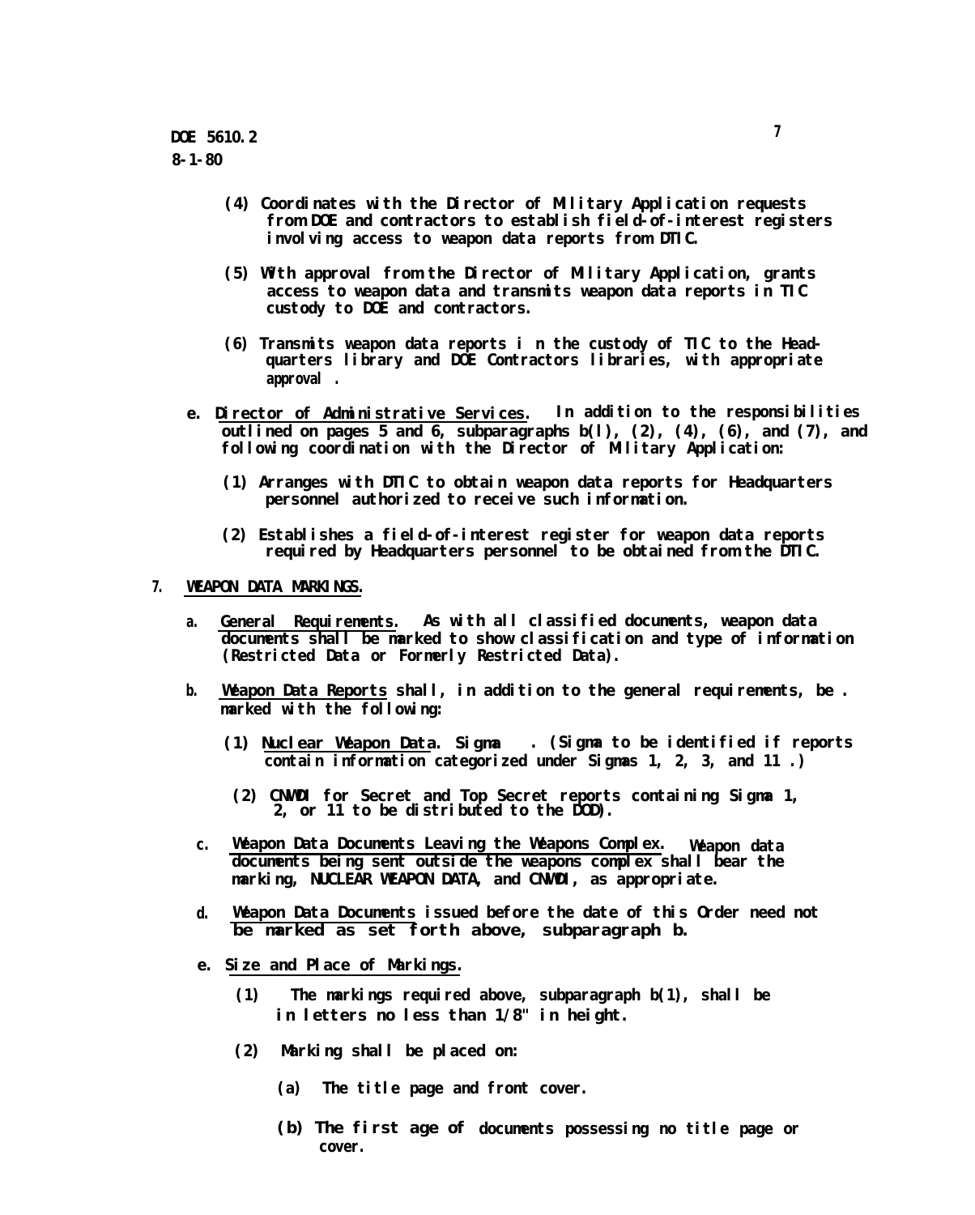(4) Coordinates with the Director of Military Application requests from DOE and contractors to establish field-of-interest registers involving access to weapon data reports from DTIC.

(5) With approval from the Director of Military Application, grants access to weapon data and transmits weapon data reports in TIC custody to DOE and contractors.

(6) Transmits weapon data reports in the custody of TIC to the Headquarters library and DOE Contractors libraries, with appropriate approval.

e. Director of Administrative Services. In addition to the responsibilities outlined on pages 5 and 6, subparagraphs b(l), (2), (4), (6), and (7), and following coordination with the Director of Military Application:

(1) Arranges with DTIC to obtain weapon data reports for Headquarters personnel authorized to receive such information.

(2) Establishes a field-of-interest register for weapon data reports required by Headquarters personnel to be obtained from the DTIC.

7. WEAPON DATA MARKINGS.

a. General Requirements. As with all classified documents, weapon data documents shall be marked to show classification and type of information (Restricted Data or Formerly Restricted Data).

b. Weapon Data Reports shall, in addition to the general requirements, be marked with the following:

(1) Nuclear Weapon Data. Sigma . (Sigma to be identified if reports contain information categorized under Sigmas 1, 2, 3, and 11.)

(2) CNWDI for Secret and Top Secret reports containing Sigma 1, 2, or 11 to be distributed to the DOD).

c. Weapon Data Documents Leaving the Weapons Complex. Weapon data documents being sent outside the weapons complex shall bear the marking, NUCLEAR WEAPON DATA, and CNWDI, as appropriate.

d. Weapon Data Documents issued before the date of this Order need not be marked as set forth above, subparagraph b.

e. Size and Place of Markings.

(1) The markings required above, subparagraph b(1), shall be in letters no less than 1/8" in height.

(2) Marking shall be placed on:

(a) The title page and front cover.

(b) The first age of documents possessing no title page or cover.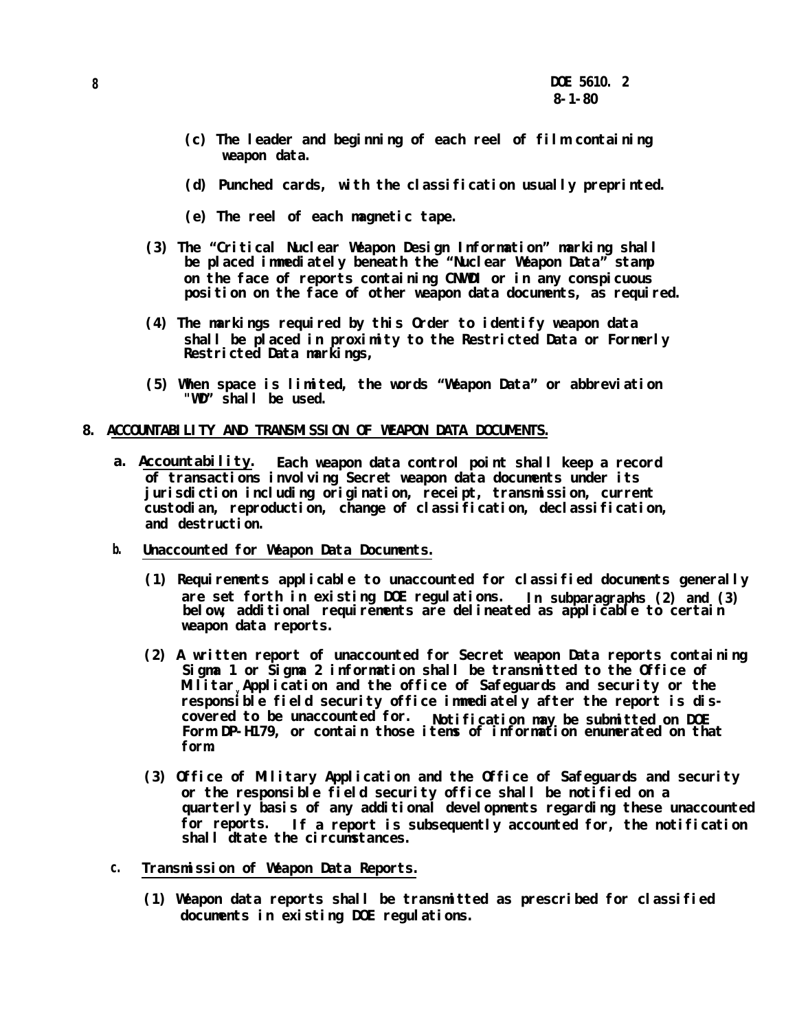(c) The leader and beginning of each reel of film containing weapon data.

(d) Punched cards, with the classification usually preprinted.

(e) The reel of each magnetic tape.

(3) The "Critical Nuclear Weapon Design Information" marking shall be placed immediately beneath the "Nuclear Weapon Data" stamp on the face of reports containing CNWDI or in any conspicuous position on the face of other weapon data documents, as required.

(4) The markings required by this Order to identify weapon data shall be placed in proximity to the Restricted Data or Formerly Restricted Data markings,

(5) When space is limited, the words "Weapon Data" or abbreviation "WD" shall be used.

## 8. ACCOUNTABILITY AND TRANSMISSION OF WEAPON DATA DOCUMENTS.

a. Accountability. Each weapon data control point shall keep a record of transactions involving Secret weapon data documents under its jurisdiction including origination, receipt, transmission, current custodian, reproduction, change of classification, declassification, and destruction.

b. Unaccounted for Weapon Data Documents.

(1) Requirements applicable to unaccounted for classified documents generally are set forth in existing DOE regulations. In subparagraphs (2) and (3) below, additional requirements are delineated as applicable to certain weapon data reports.

(2) A written report of unaccounted for Secret weapon Data reports containing Sigma 1 or Sigma 2 information shall be transmitted to the Office of Militar y Application and the office of Safeguards and security or the responsible field security office immediately after the report is discovered to be unaccounted for. Notification may be submitted on DOE Form DP-H179, or contain those items of information enumerated on that form.

(3) Office of Military Application and the Office of Safeguards and security or the responsible field security office shall be notified on a quarterly basis of any additional developments regarding these unaccounted for reports. If a report is subsequently accounted for, the notification shall dtate the circumstances.

c. Transmission of Weapon Data Reports.

(1) Weapon data reports shall be transmitted as prescribed for classified documents in existing DOE regulations.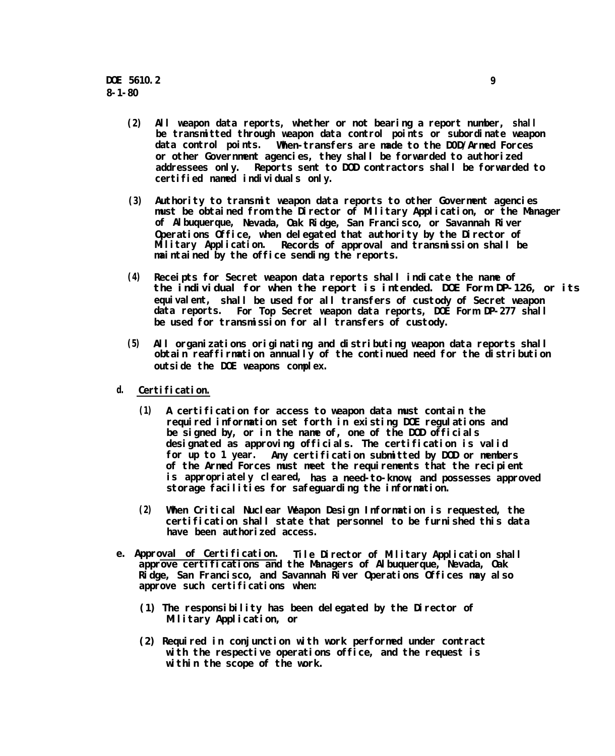(2) All weapon data reports, whether or not bearing a report number, shall be transmitted through weapon data control points or subordinate weapon data control points. When transfers are made to the DOD/Armed Forces or other Government agencies, they shall be forwarded to authorized addressees only. Reports sent to DOD contractors shall be forwarded to certified named individuals only.

(3) Authority to transmit weapon data reports to other Goverment agencies must be obtained from the Director of Military Application, or the Manager of Albuquerque, Nevada, Oak Ridge, San Francisco, or Savannah River Operations Office, when delegated that authority by the Director of Military Application. Records of approval and transmission shall be maintained by the office sending the reports.

(4) Receipts for Secret weapon data reports shall indicate the name of the individual for when the report is intended. DOE Form DP-126, or its equivalent, shall be used for all transfers of custody of Secret weapon data reports. For Top Secret weapon data reports, DOE Form DP-277 shall be used for transmission for all transfers of custody.

(5) All organizations originating and distributing weapon data reports shall obtain reaffirmation annually of the continued need for the distribution outside the DOE weapons complex.

d. <u>Certification.</u>

(1) A certification for access to weapon data must contain the required information set forth in existing DOE regulations and be signed by, or in the name of, one of the DOD officials designated as approving officials. The certification is valid for up to 1 year. Any certification submitted by DOD or members of the Armed Forces must meet the requirements that the recipient is appropriately cleared, has a need-to-know, and possesses approved storage facilities for safeguarding the information.

(2) When Critical Nuclear Weapon Design Information is requested, the certification shall state that personnel to be furnished this data have been authorized access.

e. <u>Approval of Certification.</u> Tile Director of Military Application shall approve certifications and the Managers of Albuquerque, Nevada, Oak Ridge, San Francisco, and Savannah River Operations Offices may also approve such certifications when:

(1) The responsibility has been delegated by the Director of Military Application, or

(2) Required in conjunction with work performed under contract with the respective operations office, and the request is within the scope of the work.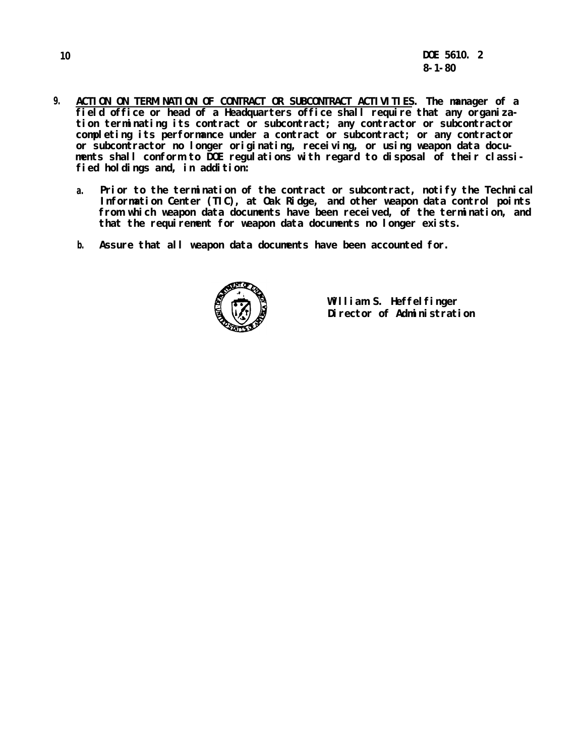9. <u>ACTION ON TERMINATION OF CONTRACT OR SUBCONTRACT ACTIVITIES</u>. The manager of a field office or head of a Headquarters office shall require that any organization terminating its contract or subcontract; any contractor or subcontractor completing its performance under a contract or subcontract; or any contractor or subcontractor no longer originating, receiving, or using weapon data documents shall conform to DOE regulations with regard to disposal of their classified holdings and, in addition:

   a. Prior to the termination of the contract or subcontract, notify the Technical Information Center (TIC), at Oak Ridge, and other weapon data control points from which weapon data documents have been received, of the termination, and that the requirement for weapon data documents no longer exists.

   b. Assure that all weapon data documents have been accounted for.

William S. Heffelfinger
Director of Administration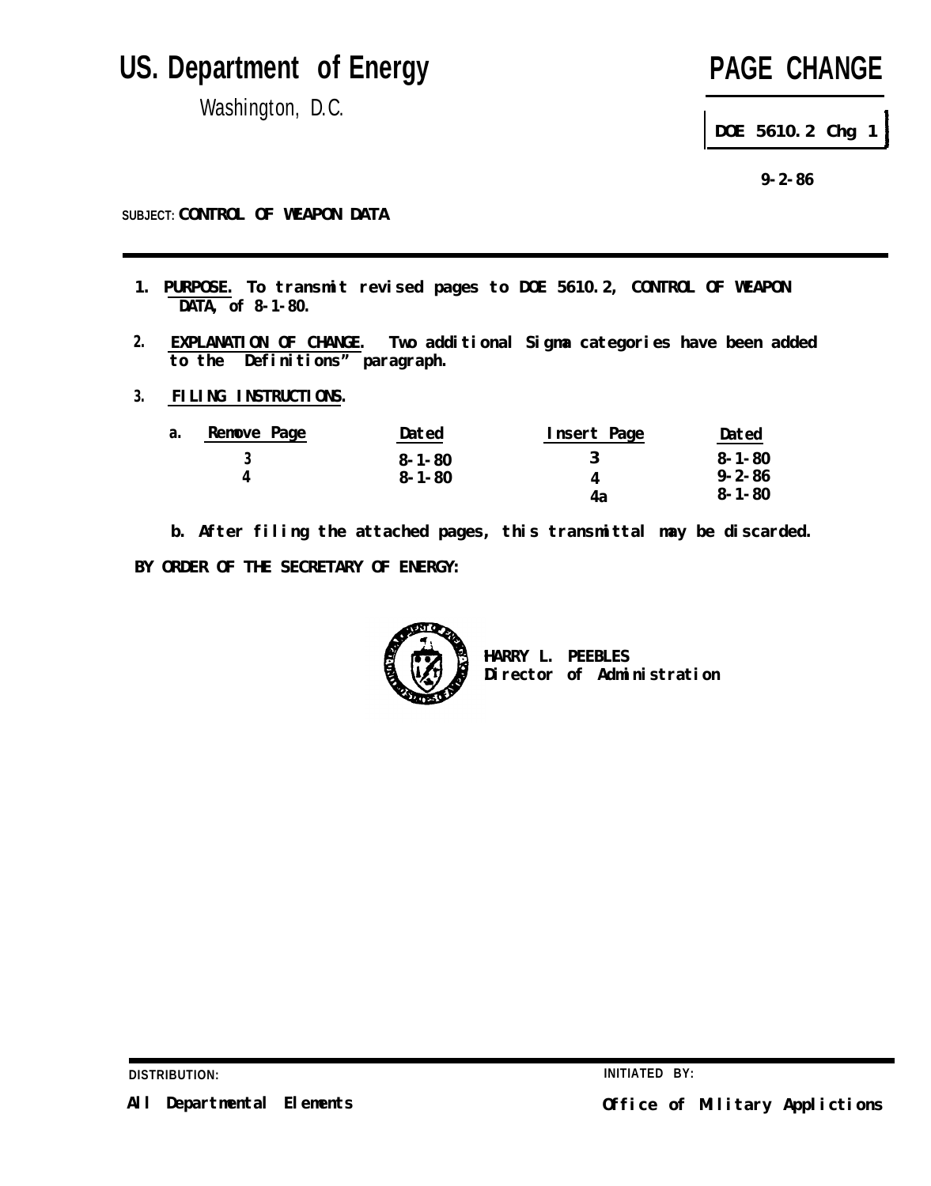# US. Department of Energy

Washington, D.C.

# PAGE CHANGE

**DOE 5610.2 Chg 1**

**9-2-86**

**SUBJECT: CONTROL OF WEAPON DATA**

---

1. **PURPOSE.** To transmit revised pages to DOE 5610.2, CONTROL OF WEAPON DATA, of 8-1-80.

2. **EXPLANATION OF CHANGE.** Two additional Sigma categories have been added to the Definitions" paragraph.

3. **FILING INSTRUCTIONS.**

   a.

| Remove Page | Dated | Insert Page | Dated |
|---|---|---|---|
| 3 | 8-1-80 | 3 | 8-1-80 |
| 4 | 8-1-80 | 4 | 9-2-86 |
| | | 4a | 8-1-80 |

   b. After filing the attached pages, this transmittal may be discarded.

BY ORDER OF THE SECRETARY OF ENERGY:

HARRY L. PEEBLES
Director of Administration

---

DISTRIBUTION:

All Departmental Elements

INITIATED BY:

Office of Military Applictions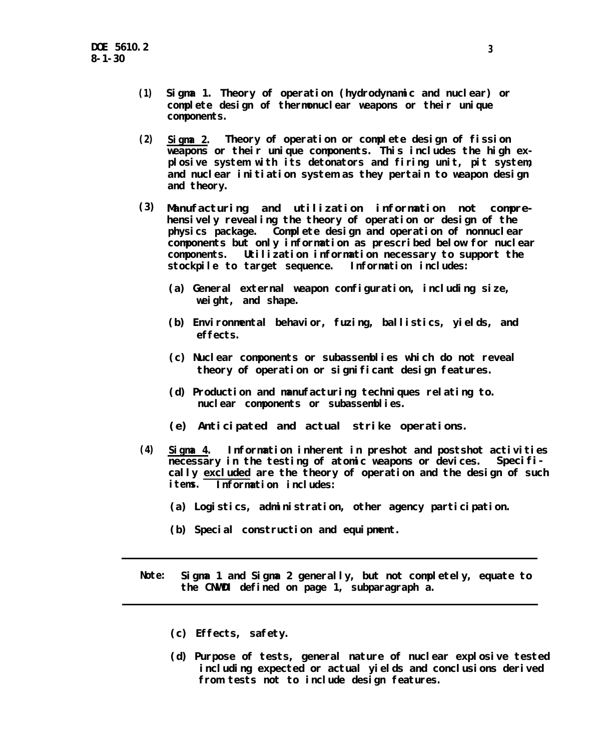(1) Sigma 1. Theory of operation (hydrodynamic and nuclear) or complete design of thermonuclear weapons or their unique components.

(2) <u>Sigma 2</u>. Theory of operation or complete design of fission weapons or their unique components. This includes the high explosive system with its detonators and firing unit, pit system, and nuclear initiation system as they pertain to weapon design and theory.

(3) Manufacturing and utilization information not comprehensively revealing the theory of operation or design of the physics package. Complete design and operation of nonnuclear components but only information as prescribed below for nuclear components. Utilization information necessary to support the stockpile to target sequence. Information includes:

   (a) General external weapon configuration, including size, weight, and shape.

   (b) Environmental behavior, fuzing, ballistics, yields, and effects.

   (c) Nuclear components or subassemblies which do not reveal theory of operation or significant design features.

   (d) Production and manufacturing techniques relating to. nuclear components or subassemblies.

   (e) Anticipated and actual strike operations.

(4) <u>Sigma 4</u>. Information inherent in preshot and postshot activities necessary in the testing of atomic weapons or devices. Specifically <u>excluded</u> are the theory of operation and the design of such items. Information includes:

   (a) Logistics, administration, other agency participation.

   (b) Special construction and equipment.

---

Note: Sigma 1 and Sigma 2 generally, but not completely, equate to the CNWDI defined on page 1, subparagraph a.

---

   (c) Effects, safety.

   (d) Purpose of tests, general nature of nuclear explosive tested including expected or actual yields and conclusions derived from tests not to include design features.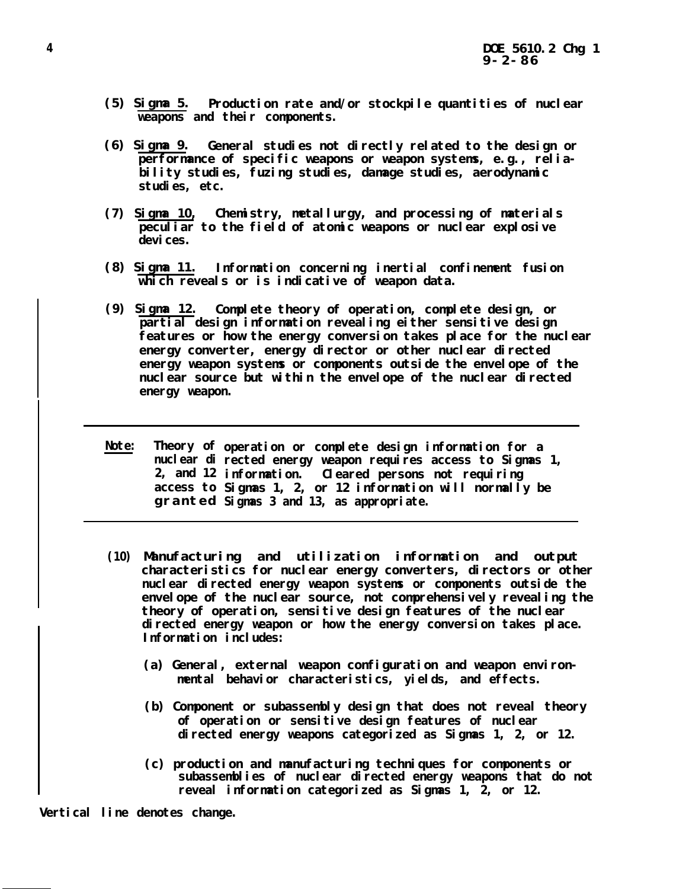(5) <u>Sigma 5.</u> Production rate and/or stockpile quantities of nuclear weapons and their components.

(6) <u>Sigma 9.</u> General studies not directly related to the design or performance of specific weapons or weapon systems, e.g., reliability studies, fuzing studies, damage studies, aerodynamic studies, etc.

(7) <u>Sigma 10,</u> Chemistry, metallurgy, and processing of materials peculiar to the field of atomic weapons or nuclear explosive devices.

(8) <u>Sigma 11.</u> Information concerning inertial confinement fusion which reveals or is indicative of weapon data.

(9) <u>Sigma 12.</u> Complete theory of operation, complete design, or partial design information revealing either sensitive design features or how the energy conversion takes place for the nuclear energy converter, energy director or other nuclear directed energy weapon systems or components outside the envelope of the nuclear source but within the envelope of the nuclear directed energy weapon.

---

<u>Note:</u> Theory of operation or complete design information for a nuclear directed energy weapon requires access to Sigmas 1, 2, and 12 information. Cleared persons not requiring access to Sigmas 1, 2, or 12 information will normally be granted Sigmas 3 and 13, as appropriate.

---

(10) Manufacturing and utilization information and output characteristics for nuclear energy converters, directors or other nuclear directed energy weapon systems or components outside the envelope of the nuclear source, not comprehensively revealing the theory of operation, sensitive design features of the nuclear directed energy weapon or how the energy conversion takes place. Information includes:

(a) General, external weapon configuration and weapon environmental behavior characteristics, yields, and effects.

(b) Component or subassembly design that does not reveal theory of operation or sensitive design features of nuclear directed energy weapons categorized as Sigmas 1, 2, or 12.

(c) production and manufacturing techniques for components or subassemblies of nuclear directed energy weapons that do not reveal information categorized as Sigmas 1, 2, or 12.

Vertical line denotes change.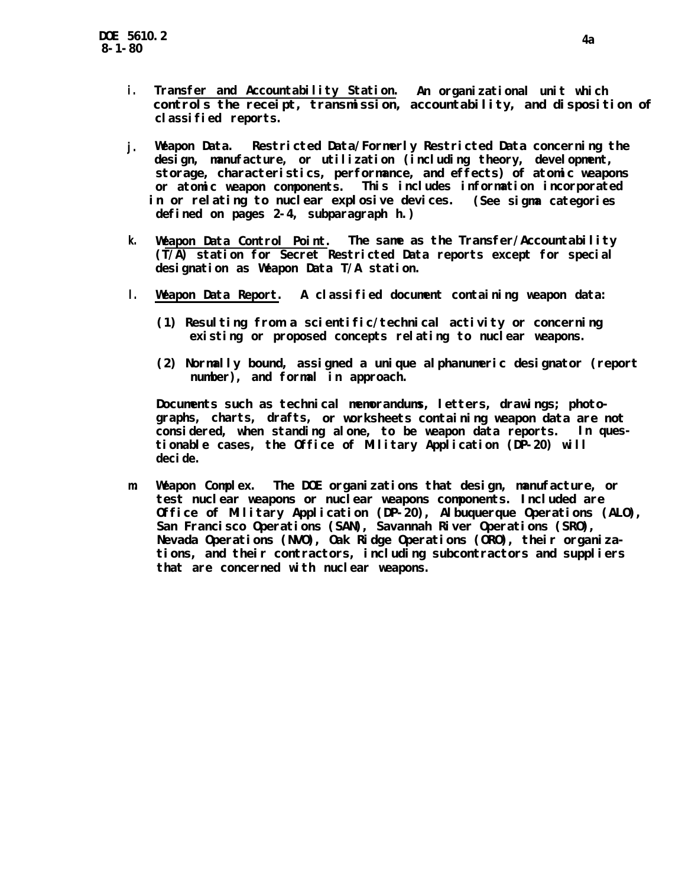i. Transfer and Accountability Station. An organizational unit which controls the receipt, transmission, accountability, and disposition of classified reports.

j. Weapon Data. Restricted Data/Formerly Restricted Data concerning the design, manufacture, or utilization (including theory, development, storage, characteristics, performance, and effects) of atomic weapons or atomic weapon components. This includes information incorporated in or relating to nuclear explosive devices. (See sigma categories defined on pages 2-4, subparagraph h.)

k. Weapon Data Control Point. The same as the Transfer/Accountability (T/A) station for Secret Restricted Data reports except for special designation as Weapon Data T/A station.

l. Weapon Data Report. A classified document containing weapon data:

(1) Resulting from a scientific/technical activity or concerning existing or proposed concepts relating to nuclear weapons.

(2) Normally bound, assigned a unique alphanumeric designator (report number), and formal in approach.

Documents such as technical memorandums, letters, drawings; photographs, charts, drafts, or worksheets containing weapon data are not considered, when standing alone, to be weapon data reports. In questionable cases, the Office of Military Application (DP-20) will decide.

m. Weapon Complex. The DOE organizations that design, manufacture, or test nuclear weapons or nuclear weapons components. Included are Office of Military Application (DP-20), Albuquerque Operations (ALO), San Francisco Operations (SAN), Savannah River Operations (SRO), Nevada Operations (NVO), Oak Ridge Operations (ORO), their organizations, and their contractors, including subcontractors and suppliers that are concerned with nuclear weapons.